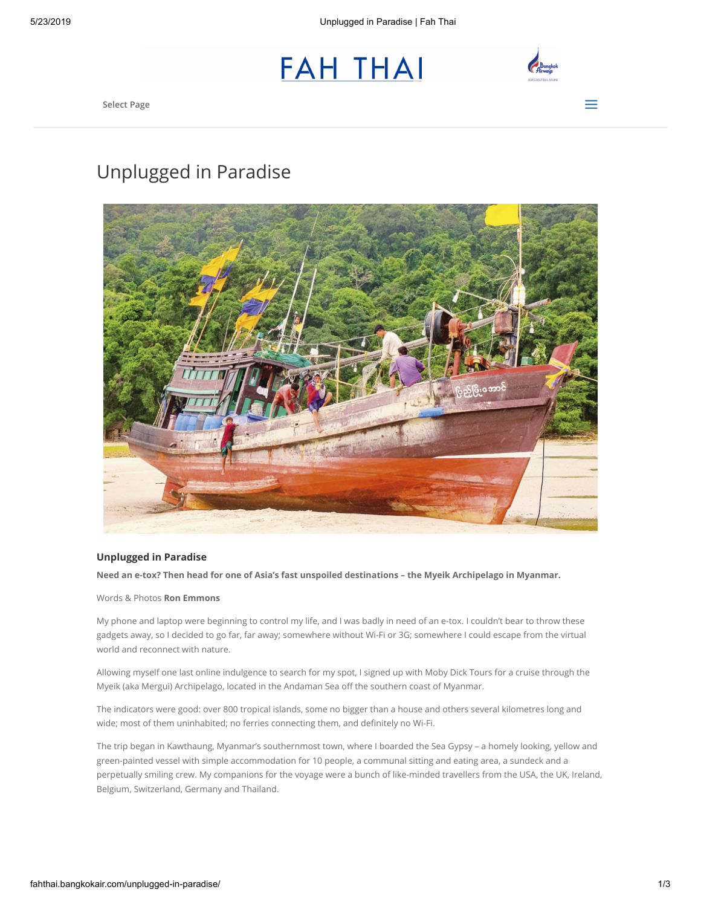# Unplugged in Paradise

**Unplugged in Paradise**

**Need an e-tox? Then head for one of Asia's fast unspoiled destinations – the Myeik Archipelago in Myanmar.**

Words & Photos **Ron Emmons**

My phone and laptop were beginning to control my life, and I was badly in need of an e-tox. I couldn't bear to throw these gadgets away, so I decided to go far, far away; somewhere without Wi-Fi or 3G; somewhere I could escape from the virtual world and reconnect with nature.

Allowing myself one last online indulgence to search for my spot, I signed up with Moby Dick Tours for a cruise through the Myeik (aka Mergui) Archipelago, located in the Andaman Sea off the southern coast of Myanmar.

The indicators were good: over 800 tropical islands, some no bigger than a house and others several kilometres long and wide; most of them uninhabited; no ferries connecting them, and definitely no Wi-Fi.

The trip began in Kawthaung, Myanmar's southernmost town, where I boarded the Sea Gypsy – a homely looking, yellow and green-painted vessel with simple accommodation for 10 people, a communal sitting and eating area, a sundeck and a perpetually smiling crew. My companions for the voyage were a bunch of like-minded travellers from the USA, the UK, Ireland, Belgium, Switzerland, Germany and Thailand.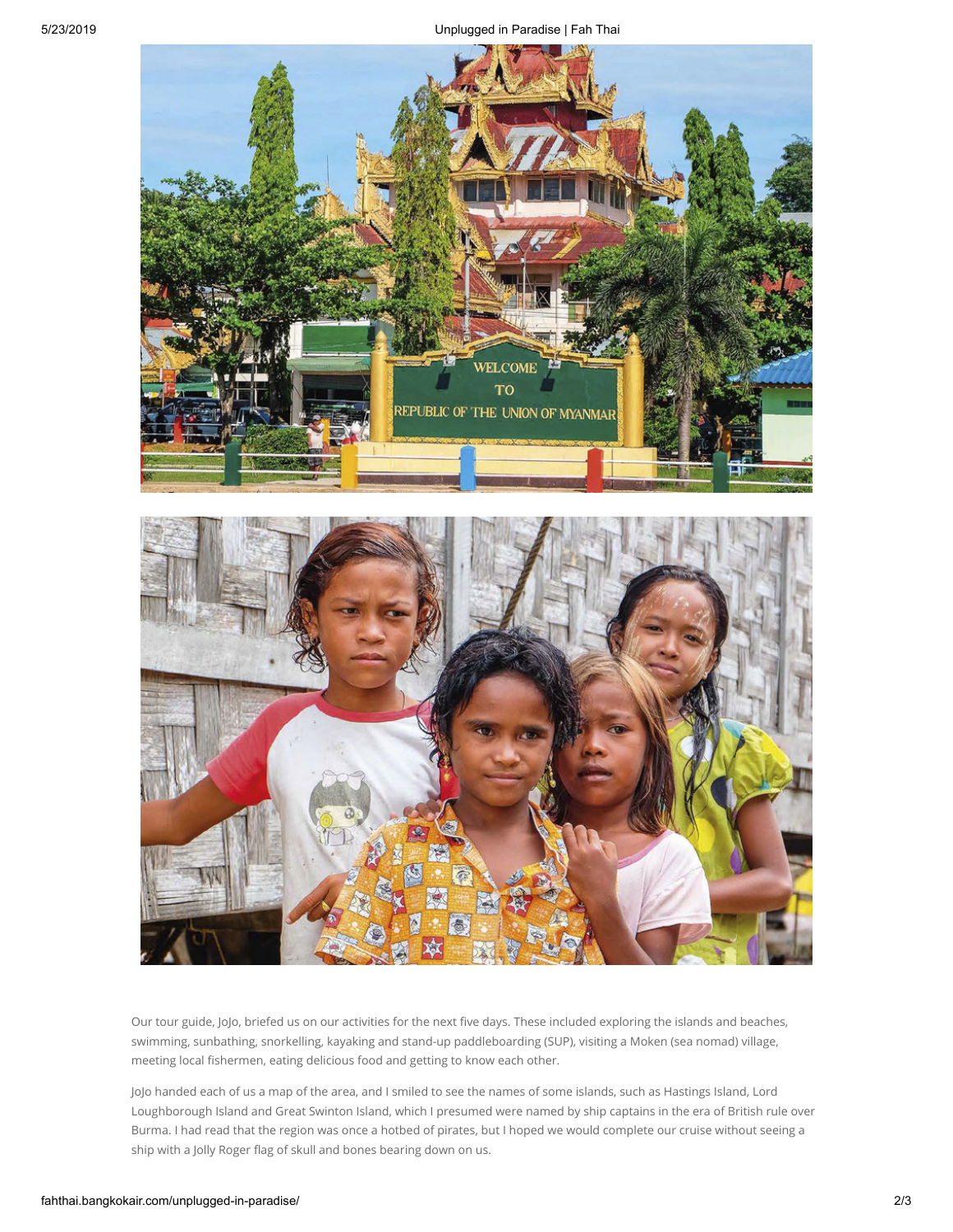Our tour guide, JoJo, briefed us on our activities for the next five days. These included exploring the islands and beaches, swimming, sunbathing, snorkelling, kayaking and stand-up paddleboarding (SUP), visiting a Moken (sea nomad) village, meeting local fishermen, eating delicious food and getting to know each other.

JoJo handed each of us a map of the area, and I smiled to see the names of some islands, such as Hastings Island, Lord Loughborough Island and Great Swinton Island, which I presumed were named by ship captains in the era of British rule over Burma. I had read that the region was once a hotbed of pirates, but I hoped we would complete our cruise without seeing a ship with a Jolly Roger flag of skull and bones bearing down on us.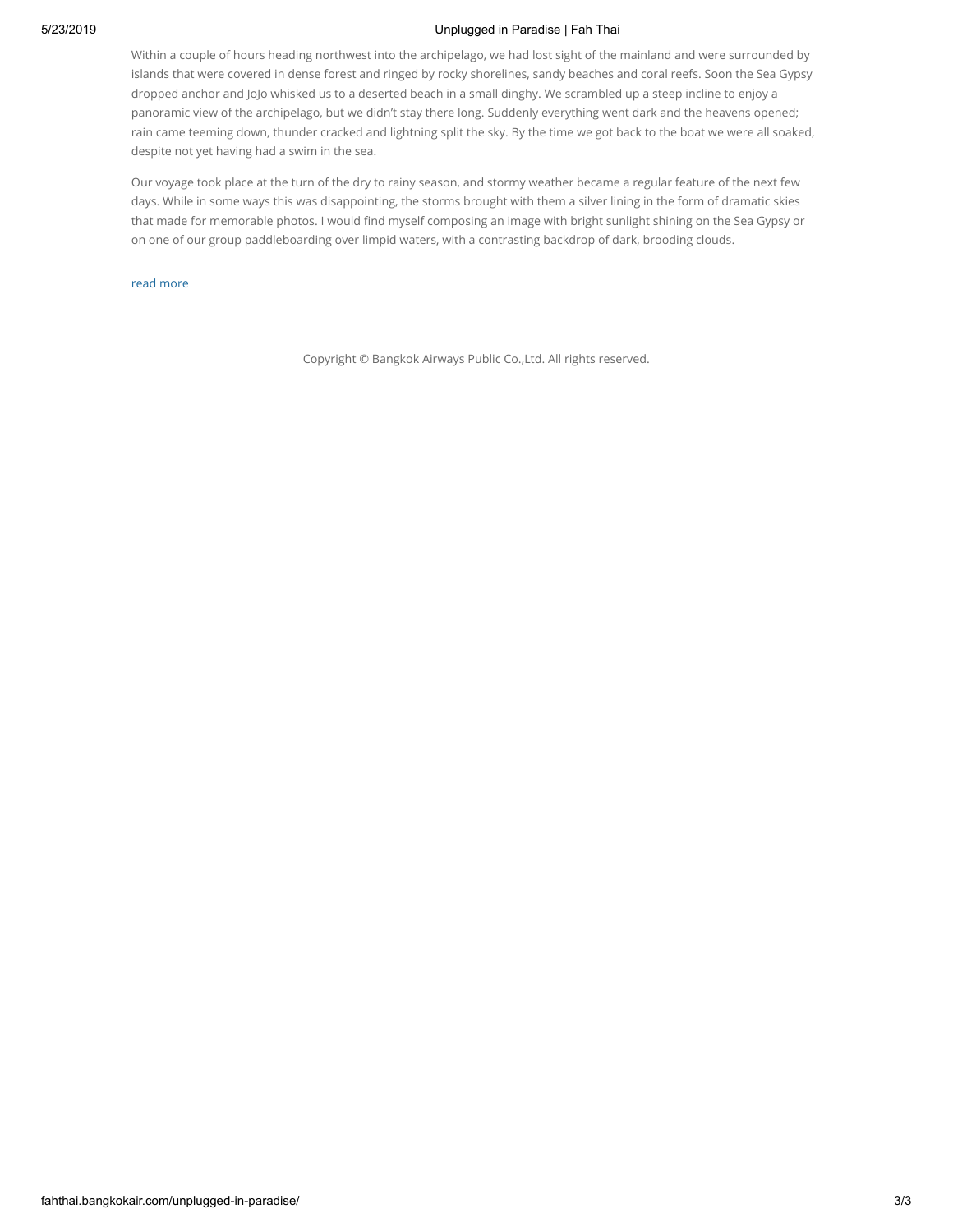Within a couple of hours heading northwest into the archipelago, we had lost sight of the mainland and were surrounded by islands that were covered in dense forest and ringed by rocky shorelines, sandy beaches and coral reefs. Soon the Sea Gypsy dropped anchor and JoJo whisked us to a deserted beach in a small dinghy. We scrambled up a steep incline to enjoy a panoramic view of the archipelago, but we didn't stay there long. Suddenly everything went dark and the heavens opened; rain came teeming down, thunder cracked and lightning split the sky. By the time we got back to the boat we were all soaked, despite not yet having had a swim in the sea.

Our voyage took place at the turn of the dry to rainy season, and stormy weather became a regular feature of the next few days. While in some ways this was disappointing, the storms brought with them a silver lining in the form of dramatic skies that made for memorable photos. I would find myself composing an image with bright sunlight shining on the Sea Gypsy or on one of our group paddleboarding over limpid waters, with a contrasting backdrop of dark, brooding clouds.

read more

Copyright © Bangkok Airways Public Co.,Ltd. All rights reserved.